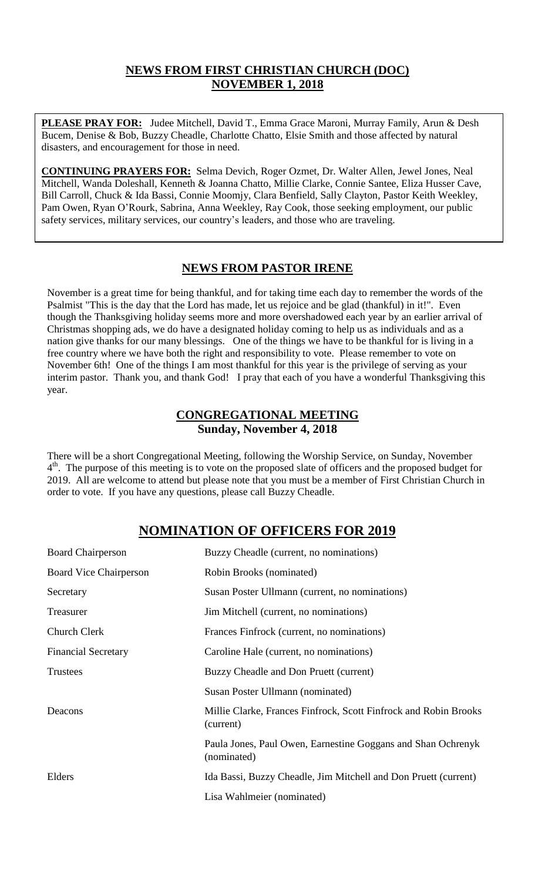## NEWS FROM FIRST CHRISTIAN CHURCH (DOC)
## NOVEMBER 1, 2018

**PLEASE PRAY FOR:** Judee Mitchell, David T., Emma Grace Maroni, Murray Family, Arun & Desh Bucem, Denise & Bob, Buzzy Cheadle, Charlotte Chatto, Elsie Smith and those affected by natural disasters, and encouragement for those in need.

**CONTINUING PRAYERS FOR:** Selma Devich, Roger Ozmet, Dr. Walter Allen, Jewel Jones, Neal Mitchell, Wanda Doleshall, Kenneth & Joanna Chatto, Millie Clarke, Connie Santee, Eliza Husser Cave, Bill Carroll, Chuck & Ida Bassi, Connie Moomjy, Clara Benfield, Sally Clayton, Pastor Keith Weekley, Pam Owen, Ryan O'Rourk, Sabrina, Anna Weekley, Ray Cook, those seeking employment, our public safety services, military services, our country's leaders, and those who are traveling.

## NEWS FROM PASTOR IRENE

November is a great time for being thankful, and for taking time each day to remember the words of the Psalmist "This is the day that the Lord has made, let us rejoice and be glad (thankful) in it!". Even though the Thanksgiving holiday seems more and more overshadowed each year by an earlier arrival of Christmas shopping ads, we do have a designated holiday coming to help us as individuals and as a nation give thanks for our many blessings. One of the things we have to be thankful for is living in a free country where we have both the right and responsibility to vote. Please remember to vote on November 6th! One of the things I am most thankful for this year is the privilege of serving as your interim pastor. Thank you, and thank God! I pray that each of you have a wonderful Thanksgiving this year.

## CONGREGATIONAL MEETING
## Sunday, November 4, 2018

There will be a short Congregational Meeting, following the Worship Service, on Sunday, November 4th. The purpose of this meeting is to vote on the proposed slate of officers and the proposed budget for 2019. All are welcome to attend but please note that you must be a member of First Christian Church in order to vote. If you have any questions, please call Buzzy Cheadle.

## NOMINATION OF OFFICERS FOR 2019

| Office | Name(s) |
|---|---|
| Board Chairperson | Buzzy Cheadle (current, no nominations) |
| Board Vice Chairperson | Robin Brooks (nominated) |
| Secretary | Susan Poster Ullmann (current, no nominations) |
| Treasurer | Jim Mitchell (current, no nominations) |
| Church Clerk | Frances Finfrock (current, no nominations) |
| Financial Secretary | Caroline Hale (current, no nominations) |
| Trustees | Buzzy Cheadle and Don Pruett (current) |
| | Susan Poster Ullmann (nominated) |
| Deacons | Millie Clarke, Frances Finfrock, Scott Finfrock and Robin Brooks (current) |
| | Paula Jones, Paul Owen, Earnestine Goggans and Shan Ochrenyk (nominated) |
| Elders | Ida Bassi, Buzzy Cheadle, Jim Mitchell and Don Pruett (current) |
| | Lisa Wahlmeier (nominated) |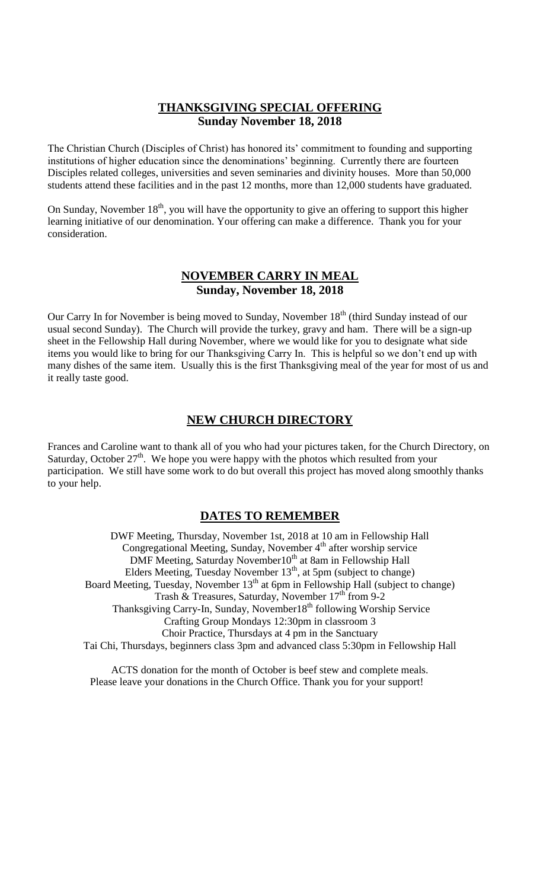## THANKSGIVING SPECIAL OFFERING
**Sunday November 18, 2018**

The Christian Church (Disciples of Christ) has honored its' commitment to founding and supporting institutions of higher education since the denominations' beginning. Currently there are fourteen Disciples related colleges, universities and seven seminaries and divinity houses. More than 50,000 students attend these facilities and in the past 12 months, more than 12,000 students have graduated.

On Sunday, November 18th, you will have the opportunity to give an offering to support this higher learning initiative of our denomination. Your offering can make a difference. Thank you for your consideration.

## NOVEMBER CARRY IN MEAL
**Sunday, November 18, 2018**

Our Carry In for November is being moved to Sunday, November 18th (third Sunday instead of our usual second Sunday). The Church will provide the turkey, gravy and ham. There will be a sign-up sheet in the Fellowship Hall during November, where we would like for you to designate what side items you would like to bring for our Thanksgiving Carry In. This is helpful so we don't end up with many dishes of the same item. Usually this is the first Thanksgiving meal of the year for most of us and it really taste good.

## NEW CHURCH DIRECTORY

Frances and Caroline want to thank all of you who had your pictures taken, for the Church Directory, on Saturday, October 27th. We hope you were happy with the photos which resulted from your participation. We still have some work to do but overall this project has moved along smoothly thanks to your help.

## DATES TO REMEMBER

DWF Meeting, Thursday, November 1st, 2018 at 10 am in Fellowship Hall
Congregational Meeting, Sunday, November 4th after worship service
DMF Meeting, Saturday November10th at 8am in Fellowship Hall
Elders Meeting, Tuesday November 13th, at 5pm (subject to change)
Board Meeting, Tuesday, November 13th at 6pm in Fellowship Hall (subject to change)
Trash & Treasures, Saturday, November 17th from 9-2
Thanksgiving Carry-In, Sunday, November18th following Worship Service
Crafting Group Mondays 12:30pm in classroom 3
Choir Practice, Thursdays at 4 pm in the Sanctuary
Tai Chi, Thursdays, beginners class 3pm and advanced class 5:30pm in Fellowship Hall

ACTS donation for the month of October is beef stew and complete meals.
Please leave your donations in the Church Office. Thank you for your support!